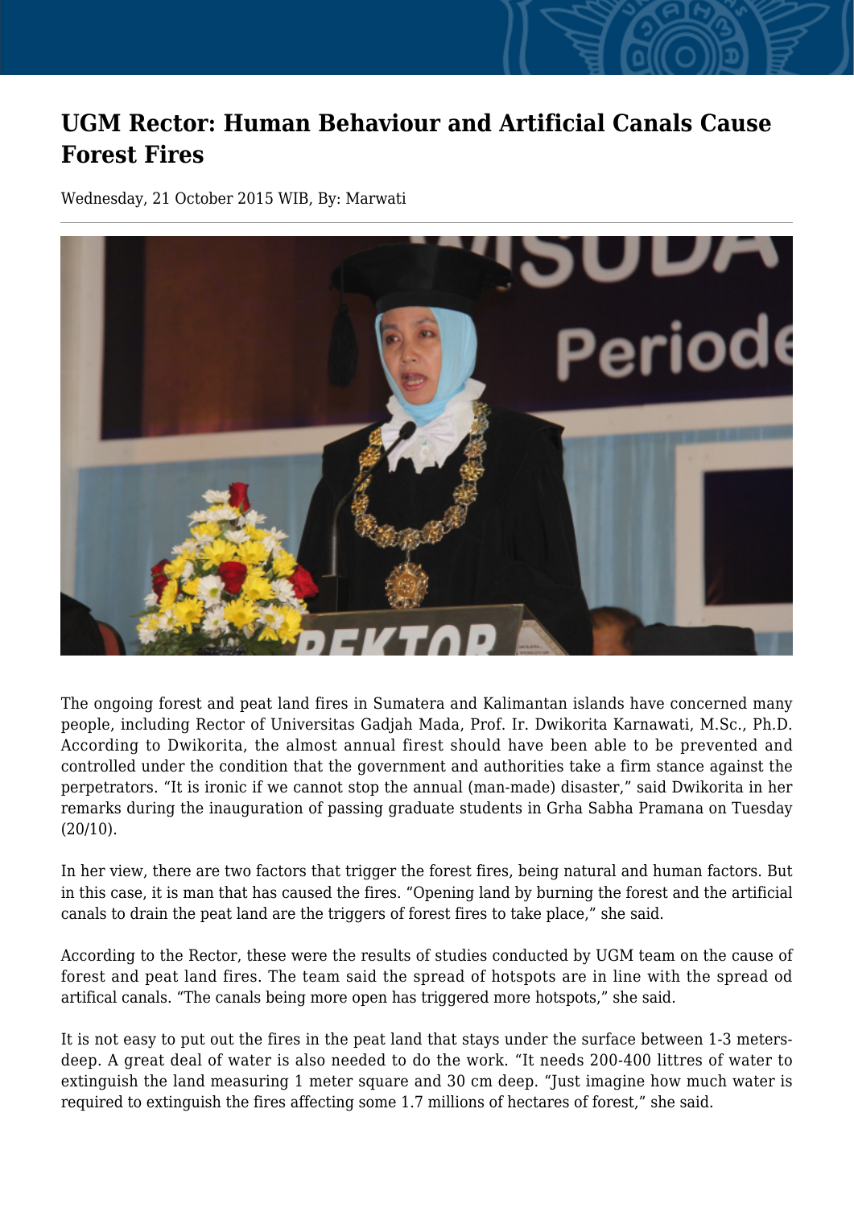# UGM Rector: Human Behaviour and Artificial Canals Cause Forest Fires

Wednesday, 21 October 2015 WIB, By: Marwati

The ongoing forest and peat land fires in Sumatera and Kalimantan islands have concerned many people, including Rector of Universitas Gadjah Mada, Prof. Ir. Dwikorita Karnawati, M.Sc., Ph.D. According to Dwikorita, the almost annual firest should have been able to be prevented and controlled under the condition that the government and authorities take a firm stance against the perpetrators. "It is ironic if we cannot stop the annual (man-made) disaster," said Dwikorita in her remarks during the inauguration of passing graduate students in Grha Sabha Pramana on Tuesday (20/10).

In her view, there are two factors that trigger the forest fires, being natural and human factors. But in this case, it is man that has caused the fires. "Opening land by burning the forest and the artificial canals to drain the peat land are the triggers of forest fires to take place," she said.

According to the Rector, these were the results of studies conducted by UGM team on the cause of forest and peat land fires. The team said the spread of hotspots are in line with the spread od artifical canals. "The canals being more open has triggered more hotspots," she said.

It is not easy to put out the fires in the peat land that stays under the surface between 1-3 meters-deep. A great deal of water is also needed to do the work. "It needs 200-400 littres of water to extinguish the land measuring 1 meter square and 30 cm deep. "Just imagine how much water is required to extinguish the fires affecting some 1.7 millions of hectares of forest," she said.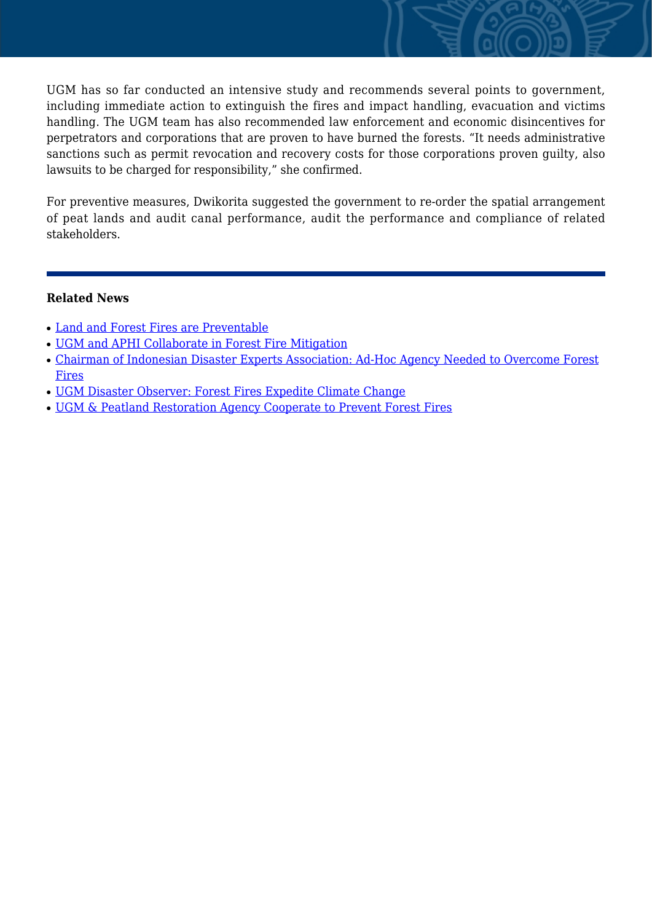UGM has so far conducted an intensive study and recommends several points to government, including immediate action to extinguish the fires and impact handling, evacuation and victims handling. The UGM team has also recommended law enforcement and economic disincentives for perpetrators and corporations that are proven to have burned the forests. “It needs administrative sanctions such as permit revocation and recovery costs for those corporations proven guilty, also lawsuits to be charged for responsibility,” she confirmed.

For preventive measures, Dwikorita suggested the government to re-order the spatial arrangement of peat lands and audit canal performance, audit the performance and compliance of related stakeholders.

---

**Related News**

- Land and Forest Fires are Preventable
- UGM and APHI Collaborate in Forest Fire Mitigation
- Chairman of Indonesian Disaster Experts Association: Ad-Hoc Agency Needed to Overcome Forest Fires
- UGM Disaster Observer: Forest Fires Expedite Climate Change
- UGM & Peatland Restoration Agency Cooperate to Prevent Forest Fires